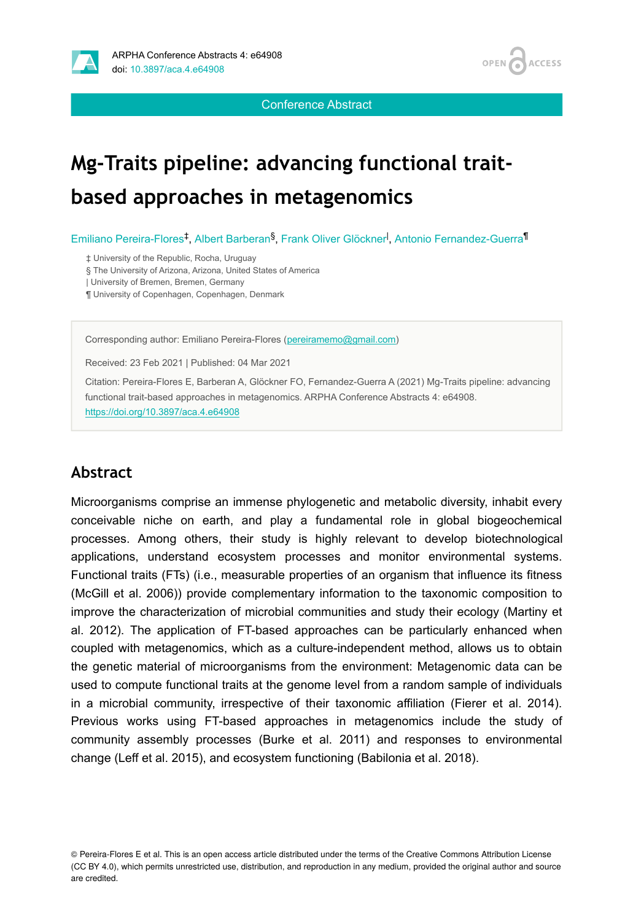Conference Abstract

# Mg-Traits pipeline: advancing functional trait-based approaches in metagenomics

Emiliano Pereira-Flores[‡], Albert Barberan[§], Frank Oliver Glöckner[|], Antonio Fernandez-Guerra[¶]

‡ University of the Republic, Rocha, Uruguay
§ The University of Arizona, Arizona, United States of America
| University of Bremen, Bremen, Germany
¶ University of Copenhagen, Copenhagen, Denmark

Corresponding author: Emiliano Pereira-Flores (pereiramemo@gmail.com)

Received: 23 Feb 2021 | Published: 04 Mar 2021

Citation: Pereira-Flores E, Barberan A, Glöckner FO, Fernandez-Guerra A (2021) Mg-Traits pipeline: advancing functional trait-based approaches in metagenomics. ARPHA Conference Abstracts 4: e64908. https://doi.org/10.3897/aca.4.e64908

## Abstract

Microorganisms comprise an immense phylogenetic and metabolic diversity, inhabit every conceivable niche on earth, and play a fundamental role in global biogeochemical processes. Among others, their study is highly relevant to develop biotechnological applications, understand ecosystem processes and monitor environmental systems. Functional traits (FTs) (i.e., measurable properties of an organism that influence its fitness (McGill et al. 2006)) provide complementary information to the taxonomic composition to improve the characterization of microbial communities and study their ecology (Martiny et al. 2012). The application of FT-based approaches can be particularly enhanced when coupled with metagenomics, which as a culture-independent method, allows us to obtain the genetic material of microorganisms from the environment: Metagenomic data can be used to compute functional traits at the genome level from a random sample of individuals in a microbial community, irrespective of their taxonomic affiliation (Fierer et al. 2014). Previous works using FT-based approaches in metagenomics include the study of community assembly processes (Burke et al. 2011) and responses to environmental change (Leff et al. 2015), and ecosystem functioning (Babilonia et al. 2018).

© Pereira-Flores E et al. This is an open access article distributed under the terms of the Creative Commons Attribution License (CC BY 4.0), which permits unrestricted use, distribution, and reproduction in any medium, provided the original author and source are credited.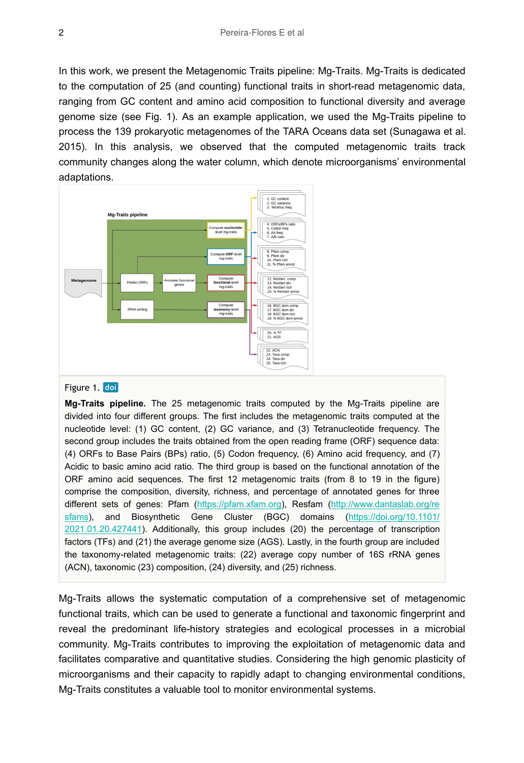In this work, we present the Metagenomic Traits pipeline: Mg-Traits. Mg-Traits is dedicated to the computation of 25 (and counting) functional traits in short-read metagenomic data, ranging from GC content and amino acid composition to functional diversity and average genome size (see Fig. 1). As an example application, we used the Mg-Traits pipeline to process the 139 prokaryotic metagenomes of the TARA Oceans data set (Sunagawa et al. 2015). In this analysis, we observed that the computed metagenomic traits track community changes along the water column, which denote microorganisms' environmental adaptations.

Figure 1. doi

**Mg-Traits pipeline.** The 25 metagenomic traits computed by the Mg-Traits pipeline are divided into four different groups. The first includes the metagenomic traits computed at the nucleotide level: (1) GC content, (2) GC variance, and (3) Tetranucleotide frequency. The second group includes the traits obtained from the open reading frame (ORF) sequence data: (4) ORFs to Base Pairs (BPs) ratio, (5) Codon frequency, (6) Amino acid frequency, and (7) Acidic to basic amino acid ratio. The third group is based on the functional annotation of the ORF amino acid sequences. The first 12 metagenomic traits (from 8 to 19 in the figure) comprise the composition, diversity, richness, and percentage of annotated genes for three different sets of genes: Pfam (https://pfam.xfam.org), Resfam (http://www.dantaslab.org/resfams), and Biosynthetic Gene Cluster (BGC) domains (https://doi.org/10.1101/2021.01.20.427441). Additionally, this group includes (20) the percentage of transcription factors (TFs) and (21) the average genome size (AGS). Lastly, in the fourth group are included the taxonomy-related metagenomic traits: (22) average copy number of 16S rRNA genes (ACN), taxonomic (23) composition, (24) diversity, and (25) richness.

Mg-Traits allows the systematic computation of a comprehensive set of metagenomic functional traits, which can be used to generate a functional and taxonomic fingerprint and reveal the predominant life-history strategies and ecological processes in a microbial community. Mg-Traits contributes to improving the exploitation of metagenomic data and facilitates comparative and quantitative studies. Considering the high genomic plasticity of microorganisms and their capacity to rapidly adapt to changing environmental conditions, Mg-Traits constitutes a valuable tool to monitor environmental systems.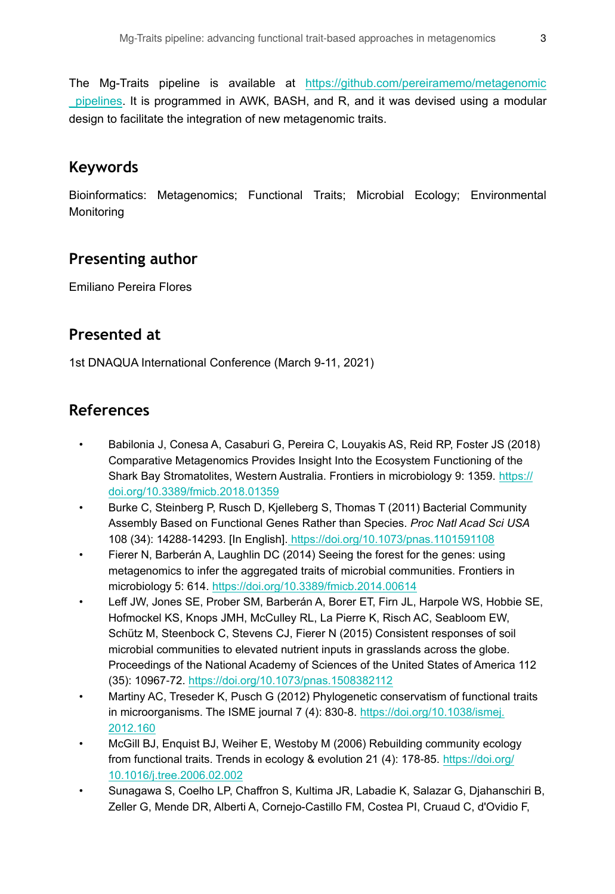The Mg-Traits pipeline is available at https://github.com/pereiramemo/metagenomic_pipelines. It is programmed in AWK, BASH, and R, and it was devised using a modular design to facilitate the integration of new metagenomic traits.

## Keywords

Bioinformatics: Metagenomics; Functional Traits; Microbial Ecology; Environmental Monitoring

## Presenting author

Emiliano Pereira Flores

## Presented at

1st DNAQUA International Conference (March 9-11, 2021)

## References

- Babilonia J, Conesa A, Casaburi G, Pereira C, Louyakis AS, Reid RP, Foster JS (2018) Comparative Metagenomics Provides Insight Into the Ecosystem Functioning of the Shark Bay Stromatolites, Western Australia. Frontiers in microbiology 9: 1359. https://doi.org/10.3389/fmicb.2018.01359
- Burke C, Steinberg P, Rusch D, Kjelleberg S, Thomas T (2011) Bacterial Community Assembly Based on Functional Genes Rather than Species. *Proc Natl Acad Sci USA* 108 (34): 14288-14293. [In English]. https://doi.org/10.1073/pnas.1101591108
- Fierer N, Barberán A, Laughlin DC (2014) Seeing the forest for the genes: using metagenomics to infer the aggregated traits of microbial communities. Frontiers in microbiology 5: 614. https://doi.org/10.3389/fmicb.2014.00614
- Leff JW, Jones SE, Prober SM, Barberán A, Borer ET, Firn JL, Harpole WS, Hobbie SE, Hofmockel KS, Knops JMH, McCulley RL, La Pierre K, Risch AC, Seabloom EW, Schütz M, Steenbock C, Stevens CJ, Fierer N (2015) Consistent responses of soil microbial communities to elevated nutrient inputs in grasslands across the globe. Proceedings of the National Academy of Sciences of the United States of America 112 (35): 10967-72. https://doi.org/10.1073/pnas.1508382112
- Martiny AC, Treseder K, Pusch G (2012) Phylogenetic conservatism of functional traits in microorganisms. The ISME journal 7 (4): 830-8. https://doi.org/10.1038/ismej.2012.160
- McGill BJ, Enquist BJ, Weiher E, Westoby M (2006) Rebuilding community ecology from functional traits. Trends in ecology & evolution 21 (4): 178-85. https://doi.org/10.1016/j.tree.2006.02.002
- Sunagawa S, Coelho LP, Chaffron S, Kultima JR, Labadie K, Salazar G, Djahanschiri B, Zeller G, Mende DR, Alberti A, Cornejo-Castillo FM, Costea PI, Cruaud C, d'Ovidio F,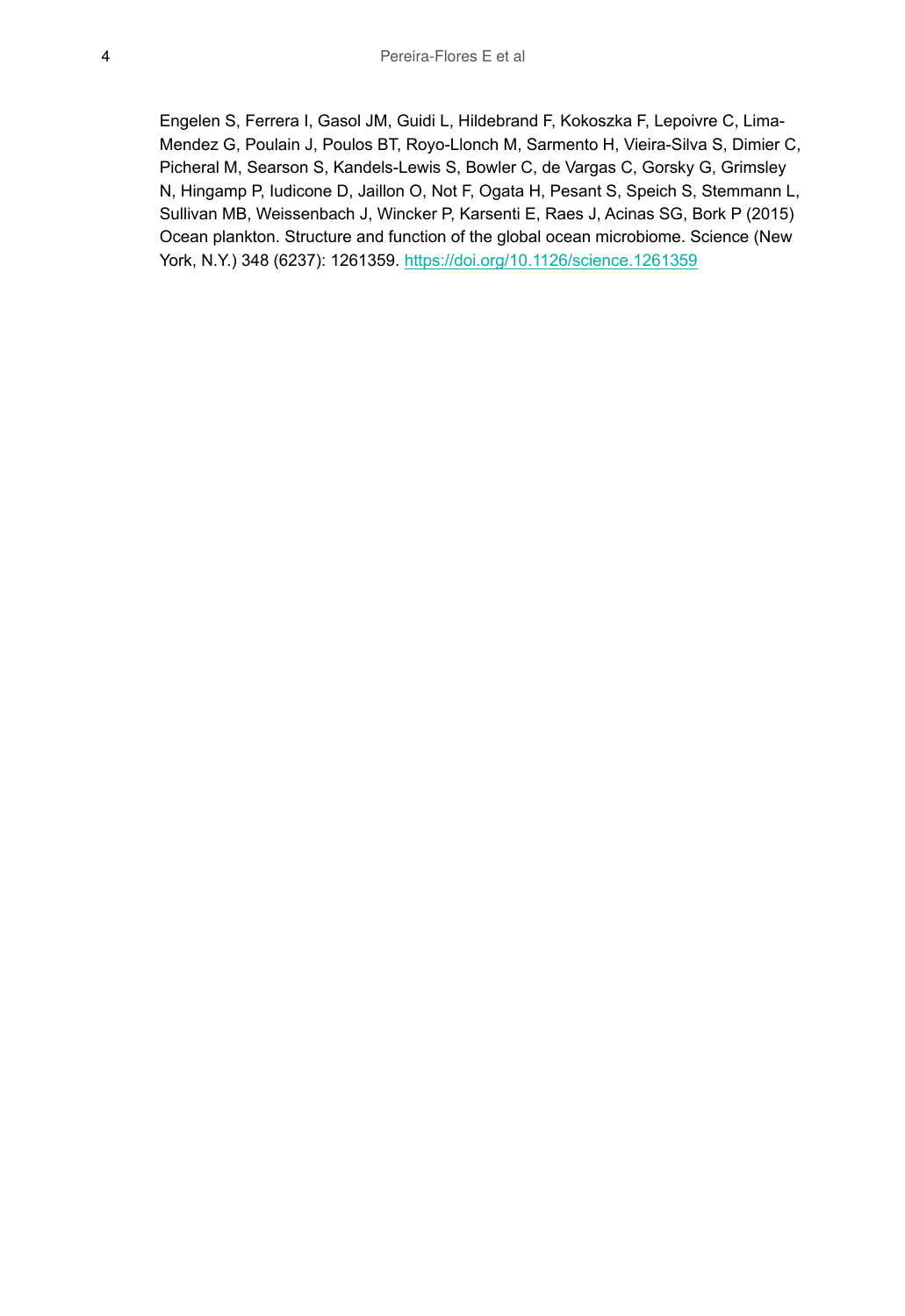Engelen S, Ferrera I, Gasol JM, Guidi L, Hildebrand F, Kokoszka F, Lepoivre C, Lima-Mendez G, Poulain J, Poulos BT, Royo-Llonch M, Sarmento H, Vieira-Silva S, Dimier C, Picheral M, Searson S, Kandels-Lewis S, Bowler C, de Vargas C, Gorsky G, Grimsley N, Hingamp P, Iudicone D, Jaillon O, Not F, Ogata H, Pesant S, Speich S, Stemmann L, Sullivan MB, Weissenbach J, Wincker P, Karsenti E, Raes J, Acinas SG, Bork P (2015) Ocean plankton. Structure and function of the global ocean microbiome. Science (New York, N.Y.) 348 (6237): 1261359. https://doi.org/10.1126/science.1261359